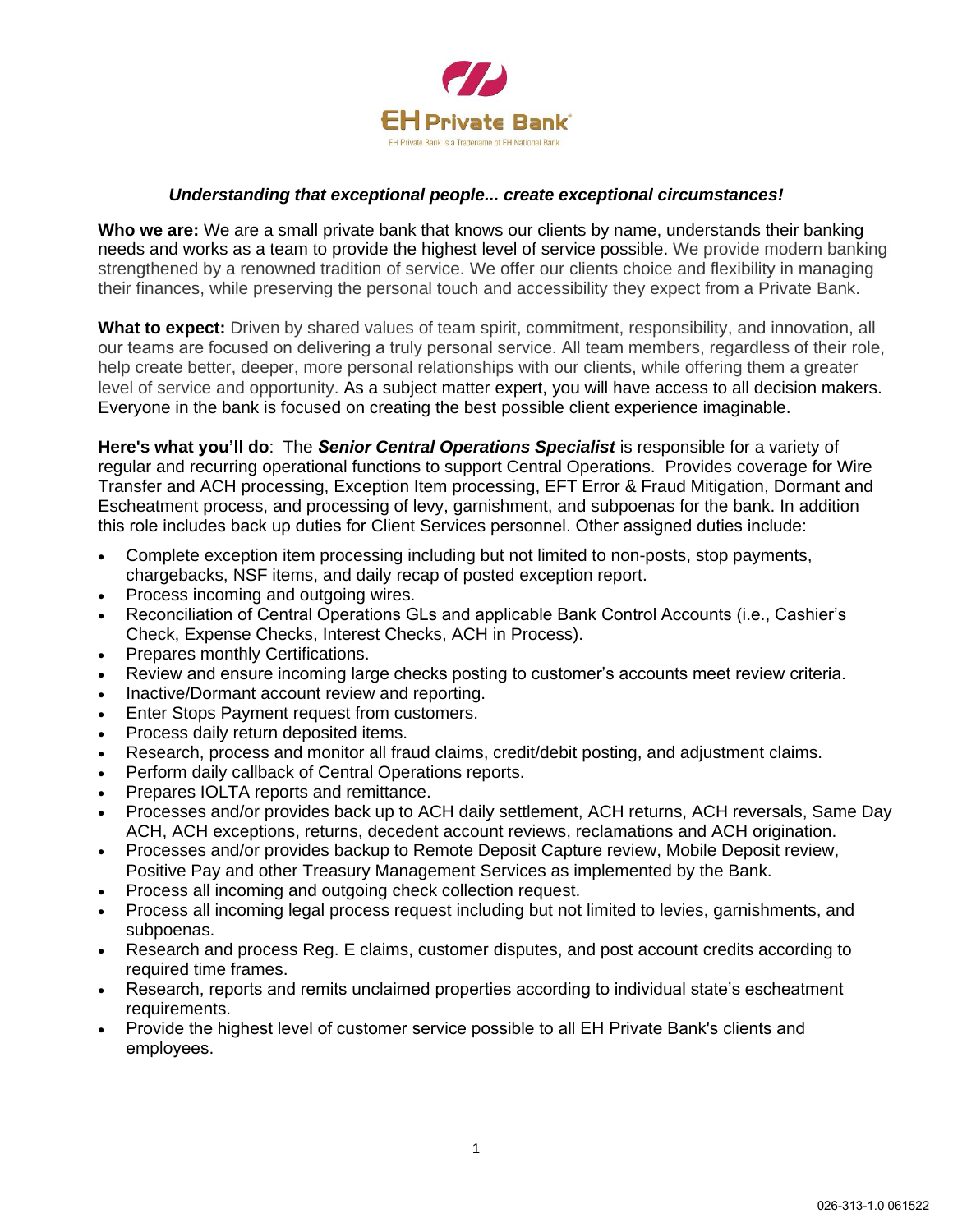EH Private Bank®

EH Private Bank is a Tradename of EH National Bank

***Understanding that exceptional people... create exceptional circumstances!***

**Who we are:** We are a small private bank that knows our clients by name, understands their banking needs and works as a team to provide the highest level of service possible. We provide modern banking strengthened by a renowned tradition of service. We offer our clients choice and flexibility in managing their finances, while preserving the personal touch and accessibility they expect from a Private Bank.

**What to expect:** Driven by shared values of team spirit, commitment, responsibility, and innovation, all our teams are focused on delivering a truly personal service. All team members, regardless of their role, help create better, deeper, more personal relationships with our clients, while offering them a greater level of service and opportunity. As a subject matter expert, you will have access to all decision makers. Everyone in the bank is focused on creating the best possible client experience imaginable.

**Here's what you'll do**: The ***Senior Central Operations Specialist*** is responsible for a variety of regular and recurring operational functions to support Central Operations. Provides coverage for Wire Transfer and ACH processing, Exception Item processing, EFT Error & Fraud Mitigation, Dormant and Escheatment process, and processing of levy, garnishment, and subpoenas for the bank. In addition this role includes back up duties for Client Services personnel. Other assigned duties include:

- Complete exception item processing including but not limited to non-posts, stop payments, chargebacks, NSF items, and daily recap of posted exception report.
- Process incoming and outgoing wires.
- Reconciliation of Central Operations GLs and applicable Bank Control Accounts (i.e., Cashier's Check, Expense Checks, Interest Checks, ACH in Process).
- Prepares monthly Certifications.
- Review and ensure incoming large checks posting to customer's accounts meet review criteria.
- Inactive/Dormant account review and reporting.
- Enter Stops Payment request from customers.
- Process daily return deposited items.
- Research, process and monitor all fraud claims, credit/debit posting, and adjustment claims.
- Perform daily callback of Central Operations reports.
- Prepares IOLTA reports and remittance.
- Processes and/or provides back up to ACH daily settlement, ACH returns, ACH reversals, Same Day ACH, ACH exceptions, returns, decedent account reviews, reclamations and ACH origination.
- Processes and/or provides backup to Remote Deposit Capture review, Mobile Deposit review, Positive Pay and other Treasury Management Services as implemented by the Bank.
- Process all incoming and outgoing check collection request.
- Process all incoming legal process request including but not limited to levies, garnishments, and subpoenas.
- Research and process Reg. E claims, customer disputes, and post account credits according to required time frames.
- Research, reports and remits unclaimed properties according to individual state's escheatment requirements.
- Provide the highest level of customer service possible to all EH Private Bank's clients and employees.

026-313-1.0 061522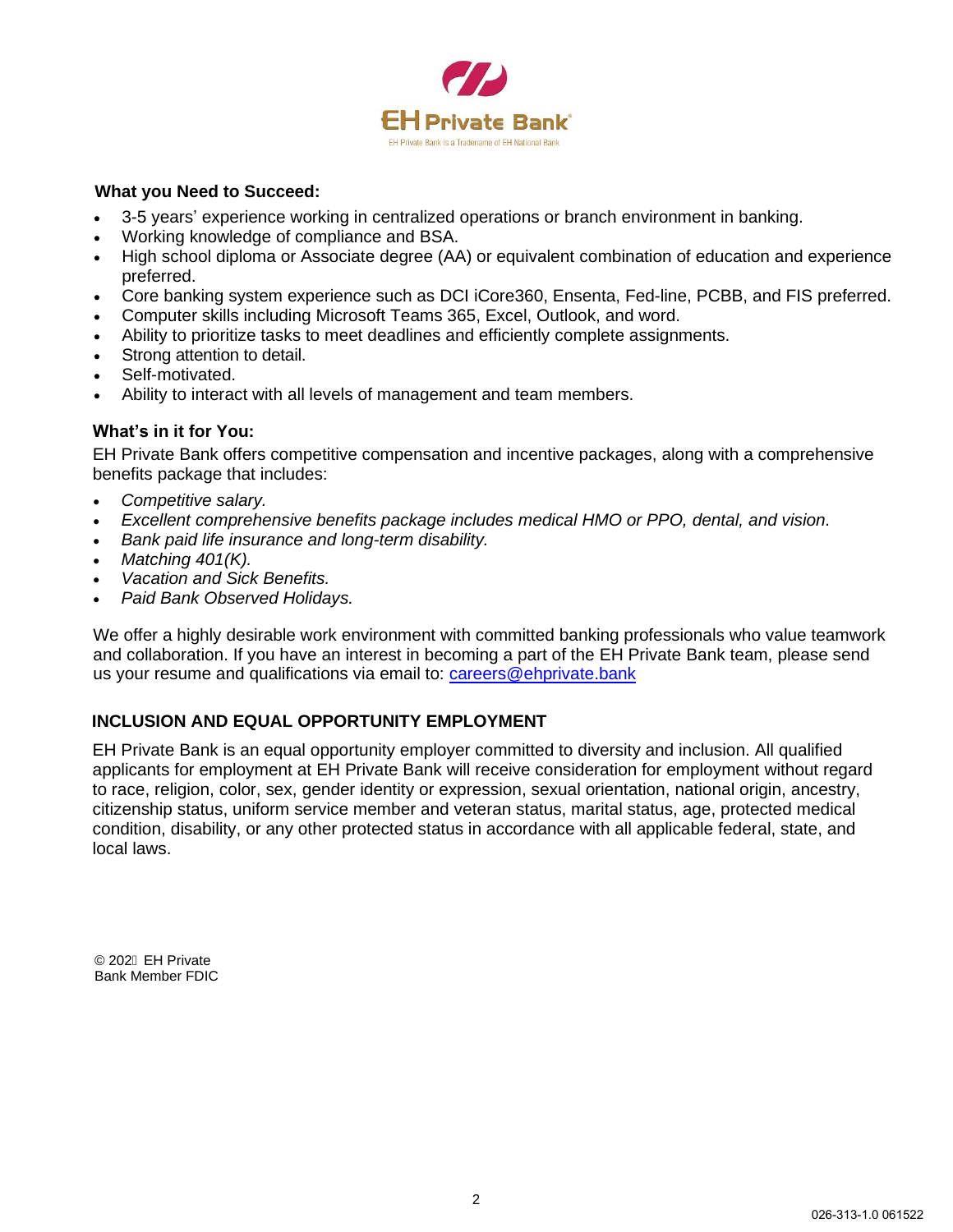EH Private Bank®

EH Private Bank is a Tradename of EH National Bank

**What you Need to Succeed:**

- 3-5 years' experience working in centralized operations or branch environment in banking.
- Working knowledge of compliance and BSA.
- High school diploma or Associate degree (AA) or equivalent combination of education and experience preferred.
- Core banking system experience such as DCI iCore360, Ensenta, Fed-line, PCBB, and FIS preferred.
- Computer skills including Microsoft Teams 365, Excel, Outlook, and word.
- Ability to prioritize tasks to meet deadlines and efficiently complete assignments.
- Strong attention to detail.
- Self-motivated.
- Ability to interact with all levels of management and team members.

**What's in it for You:**

EH Private Bank offers competitive compensation and incentive packages, along with a comprehensive benefits package that includes:

- *Competitive salary.*
- *Excellent comprehensive benefits package includes medical HMO or PPO, dental, and vision.*
- *Bank paid life insurance and long-term disability.*
- *Matching 401(K).*
- *Vacation and Sick Benefits.*
- *Paid Bank Observed Holidays.*

We offer a highly desirable work environment with committed banking professionals who value teamwork and collaboration. If you have an interest in becoming a part of the EH Private Bank team, please send us your resume and qualifications via email to: [careers@ehprivate.bank](mailto:careers@ehprivate.bank)

**INCLUSION AND EQUAL OPPORTUNITY EMPLOYMENT**

EH Private Bank is an equal opportunity employer committed to diversity and inclusion. All qualified applicants for employment at EH Private Bank will receive consideration for employment without regard to race, religion, color, sex, gender identity or expression, sexual orientation, national origin, ancestry, citizenship status, uniform service member and veteran status, marital status, age, protected medical condition, disability, or any other protected status in accordance with all applicable federal, state, and local laws.

© 202 EH Private Bank Member FDIC

026-313-1.0 061522